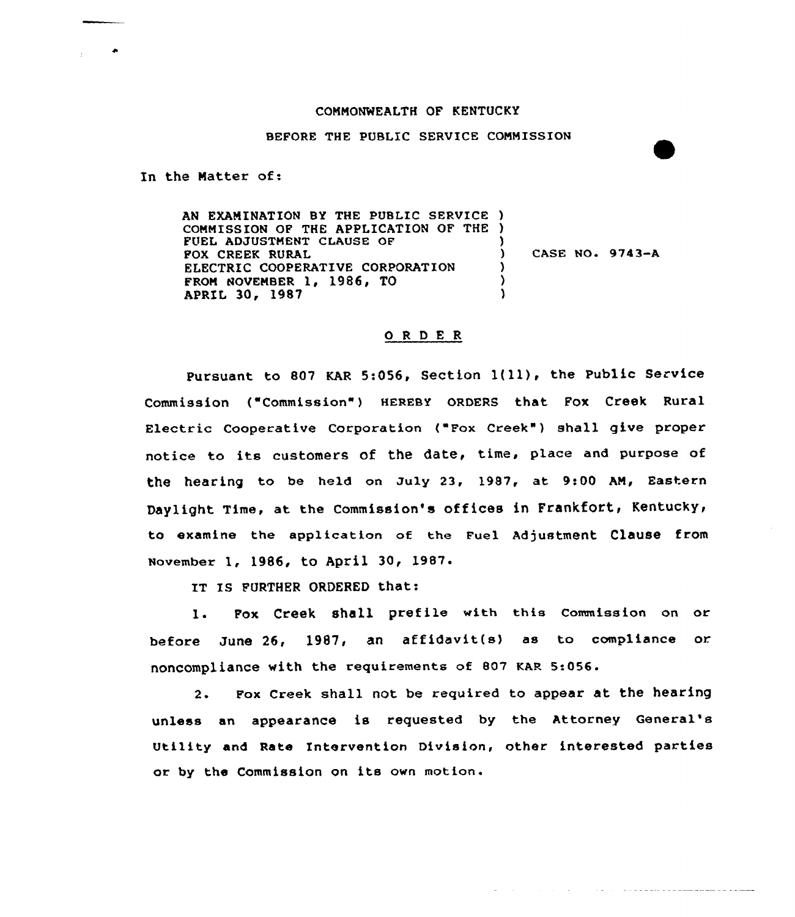COMMONWEALTH OF KENTUCKY

BEFORE THE PUBLIC SERVICE COMMISSION

In the Matter of:

AN EXAMINATION BY THE PUBLIC SERVICE COMMISSION OF THE APPLICATION OF THE FUEL ADJUSTMENT CLAUSE OF FOX CREEK RURAL ELECTRIC COOPERATIVE CORPORATION FROM NOVEMBER 1, 1986, TO APRIL 30, 1987 ) CASE NO. 9743-A

## O R D E R

Pursuant to 807 KAR 5:056, Section 1(11), the Public Service Commission ("Commission") HEREBY ORDERS that Fox Creek Rural Electric Cooperative Corporation ("Fox Creek") shall give proper notice to its customers of the date, time, place and purpose of the hearing to be held on July 23, 1987, at 9:00 AM, Eastern Daylight Time, at the Commission's offices in Frankfort, Kentucky, to examine the application of the Fuel Adjustment Clause from November 1, 1986, to April 30, 1987.

IT IS FURTHER ORDERED that:

1. Fox Creek shall prefile with this Commission on or before June 26, 1987, an affidavit(s) as to compliance or noncompliance with the requirements of 807 KAR 5:056.

2. Fox Creek shall not be required to appear at the hearing unless an appearance is requested by the Attorney General's Utility and Rate Intervention Division, other interested parties or by the Commission on its own motion.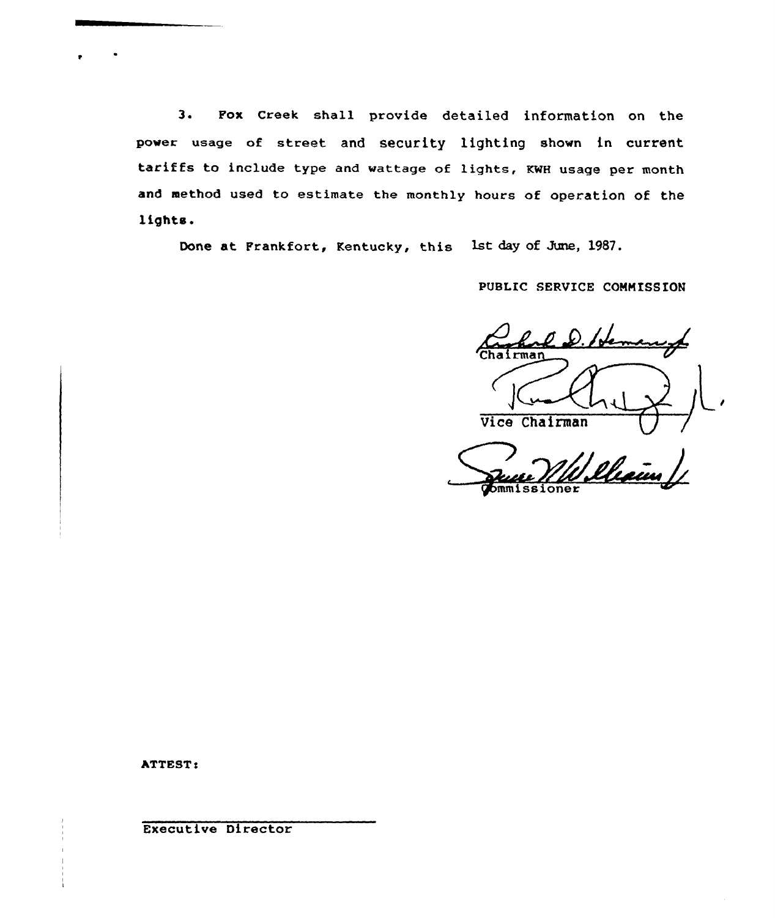3. Fox Creek shall provide detailed information on the power usage of street and security lighting shown in current tariffs to include type and wattage of lights, KWH usage per month and method used to estimate the monthly hours of operation of the lights.

Done at Frankfort, Kentucky, this 1st day of June, 1987.

PUBLIC SERVICE COMMISSION

Chairman

Vice Chairman

Commissioner

ATTEST:

Executive Director